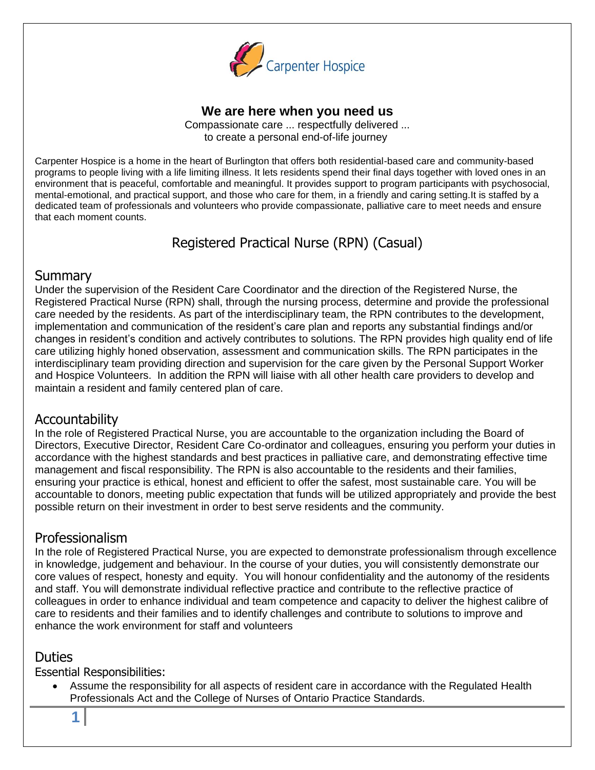Carpenter Hospice

**We are here when you need us**

Compassionate care ... respectfully delivered ...
to create a personal end-of-life journey

Carpenter Hospice is a home in the heart of Burlington that offers both residential-based care and community-based programs to people living with a life limiting illness. It lets residents spend their final days together with loved ones in an environment that is peaceful, comfortable and meaningful. It provides support to program participants with psychosocial, mental-emotional, and practical support, and those who care for them, in a friendly and caring setting.It is staffed by a dedicated team of professionals and volunteers who provide compassionate, palliative care to meet needs and ensure that each moment counts.

# Registered Practical Nurse (RPN) (Casual)

## Summary

Under the supervision of the Resident Care Coordinator and the direction of the Registered Nurse, the Registered Practical Nurse (RPN) shall, through the nursing process, determine and provide the professional care needed by the residents. As part of the interdisciplinary team, the RPN contributes to the development, implementation and communication of the resident's care plan and reports any substantial findings and/or changes in resident's condition and actively contributes to solutions. The RPN provides high quality end of life care utilizing highly honed observation, assessment and communication skills. The RPN participates in the interdisciplinary team providing direction and supervision for the care given by the Personal Support Worker and Hospice Volunteers. In addition the RPN will liaise with all other health care providers to develop and maintain a resident and family centered plan of care.

## Accountability

In the role of Registered Practical Nurse, you are accountable to the organization including the Board of Directors, Executive Director, Resident Care Co-ordinator and colleagues, ensuring you perform your duties in accordance with the highest standards and best practices in palliative care, and demonstrating effective time management and fiscal responsibility. The RPN is also accountable to the residents and their families, ensuring your practice is ethical, honest and efficient to offer the safest, most sustainable care. You will be accountable to donors, meeting public expectation that funds will be utilized appropriately and provide the best possible return on their investment in order to best serve residents and the community.

## Professionalism

In the role of Registered Practical Nurse, you are expected to demonstrate professionalism through excellence in knowledge, judgement and behaviour. In the course of your duties, you will consistently demonstrate our core values of respect, honesty and equity. You will honour confidentiality and the autonomy of the residents and staff. You will demonstrate individual reflective practice and contribute to the reflective practice of colleagues in order to enhance individual and team competence and capacity to deliver the highest calibre of care to residents and their families and to identify challenges and contribute to solutions to improve and enhance the work environment for staff and volunteers

## Duties

### Essential Responsibilities:

- Assume the responsibility for all aspects of resident care in accordance with the Regulated Health Professionals Act and the College of Nurses of Ontario Practice Standards.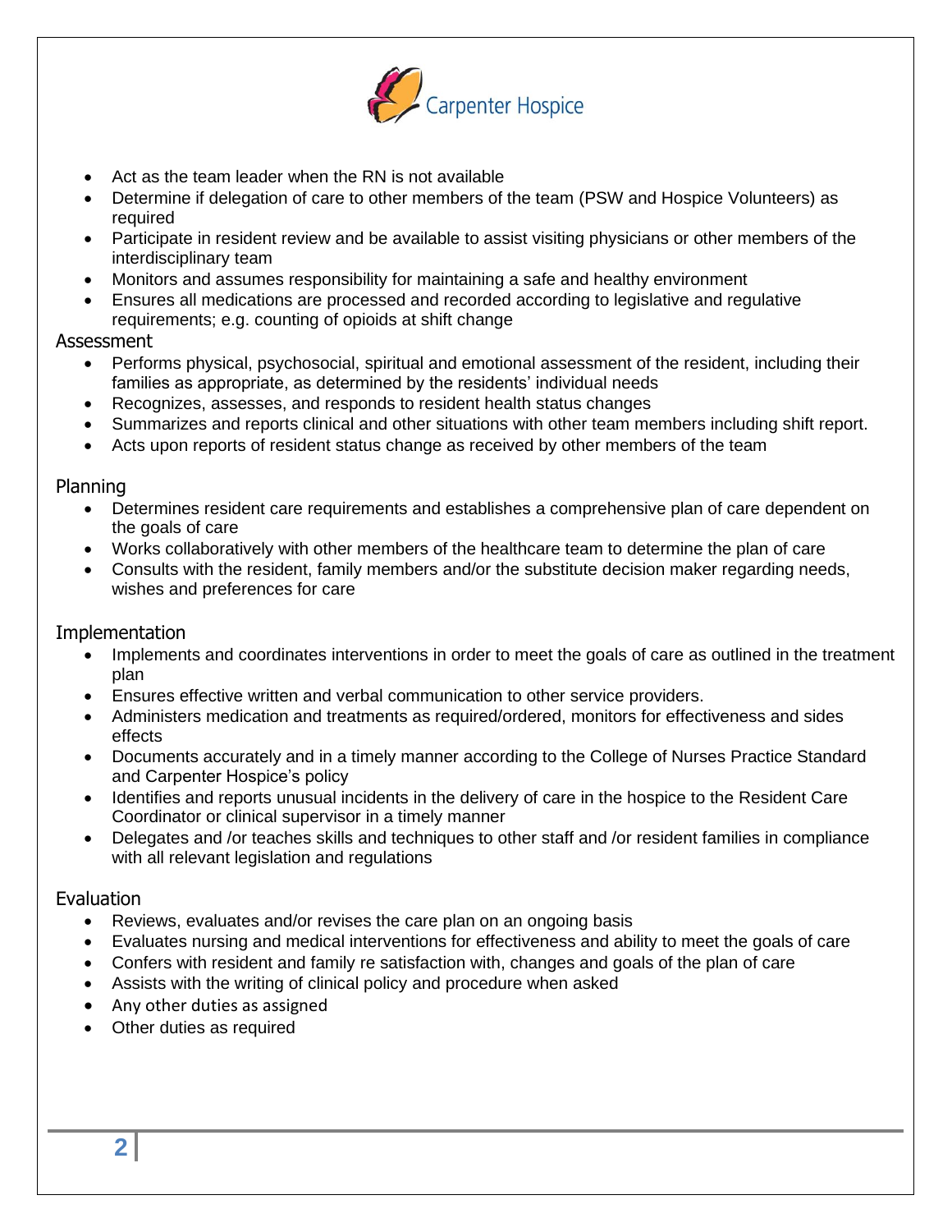- Act as the team leader when the RN is not available
- Determine if delegation of care to other members of the team (PSW and Hospice Volunteers) as required
- Participate in resident review and be available to assist visiting physicians or other members of the interdisciplinary team
- Monitors and assumes responsibility for maintaining a safe and healthy environment
- Ensures all medications are processed and recorded according to legislative and regulative requirements; e.g. counting of opioids at shift change

## Assessment

- Performs physical, psychosocial, spiritual and emotional assessment of the resident, including their families as appropriate, as determined by the residents' individual needs
- Recognizes, assesses, and responds to resident health status changes
- Summarizes and reports clinical and other situations with other team members including shift report.
- Acts upon reports of resident status change as received by other members of the team

## Planning

- Determines resident care requirements and establishes a comprehensive plan of care dependent on the goals of care
- Works collaboratively with other members of the healthcare team to determine the plan of care
- Consults with the resident, family members and/or the substitute decision maker regarding needs, wishes and preferences for care

## Implementation

- Implements and coordinates interventions in order to meet the goals of care as outlined in the treatment plan
- Ensures effective written and verbal communication to other service providers.
- Administers medication and treatments as required/ordered, monitors for effectiveness and sides effects
- Documents accurately and in a timely manner according to the College of Nurses Practice Standard and Carpenter Hospice's policy
- Identifies and reports unusual incidents in the delivery of care in the hospice to the Resident Care Coordinator or clinical supervisor in a timely manner
- Delegates and /or teaches skills and techniques to other staff and /or resident families in compliance with all relevant legislation and regulations

## Evaluation

- Reviews, evaluates and/or revises the care plan on an ongoing basis
- Evaluates nursing and medical interventions for effectiveness and ability to meet the goals of care
- Confers with resident and family re satisfaction with, changes and goals of the plan of care
- Assists with the writing of clinical policy and procedure when asked
- Any other duties as assigned
- Other duties as required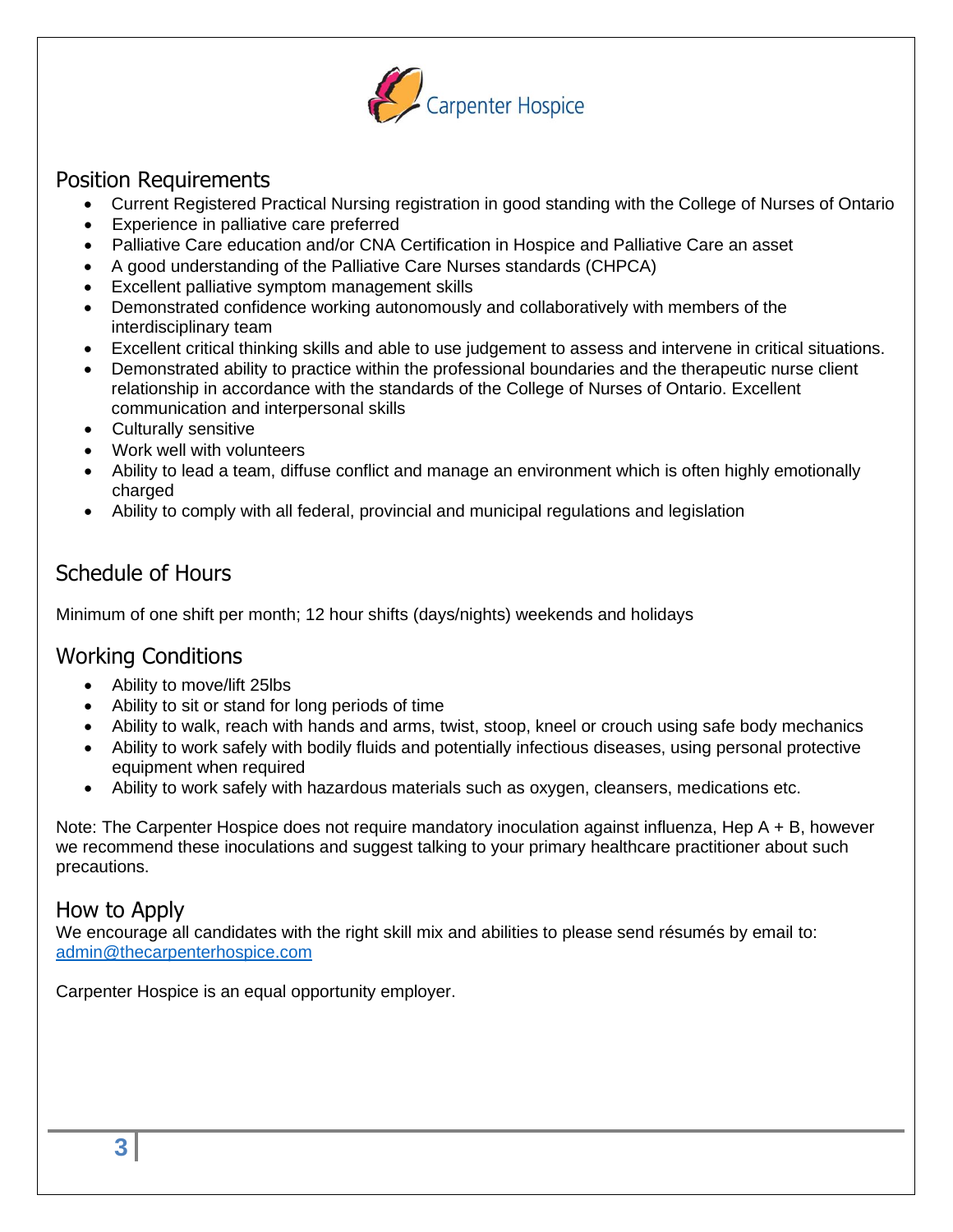Carpenter Hospice

## Position Requirements

- Current Registered Practical Nursing registration in good standing with the College of Nurses of Ontario
- Experience in palliative care preferred
- Palliative Care education and/or CNA Certification in Hospice and Palliative Care an asset
- A good understanding of the Palliative Care Nurses standards (CHPCA)
- Excellent palliative symptom management skills
- Demonstrated confidence working autonomously and collaboratively with members of the interdisciplinary team
- Excellent critical thinking skills and able to use judgement to assess and intervene in critical situations.
- Demonstrated ability to practice within the professional boundaries and the therapeutic nurse client relationship in accordance with the standards of the College of Nurses of Ontario. Excellent communication and interpersonal skills
- Culturally sensitive
- Work well with volunteers
- Ability to lead a team, diffuse conflict and manage an environment which is often highly emotionally charged
- Ability to comply with all federal, provincial and municipal regulations and legislation

## Schedule of Hours

Minimum of one shift per month; 12 hour shifts (days/nights) weekends and holidays

## Working Conditions

- Ability to move/lift 25lbs
- Ability to sit or stand for long periods of time
- Ability to walk, reach with hands and arms, twist, stoop, kneel or crouch using safe body mechanics
- Ability to work safely with bodily fluids and potentially infectious diseases, using personal protective equipment when required
- Ability to work safely with hazardous materials such as oxygen, cleansers, medications etc.

Note: The Carpenter Hospice does not require mandatory inoculation against influenza, Hep A + B, however we recommend these inoculations and suggest talking to your primary healthcare practitioner about such precautions.

## How to Apply

We encourage all candidates with the right skill mix and abilities to please send résumés by email to: admin@thecarpenterhospice.com

Carpenter Hospice is an equal opportunity employer.